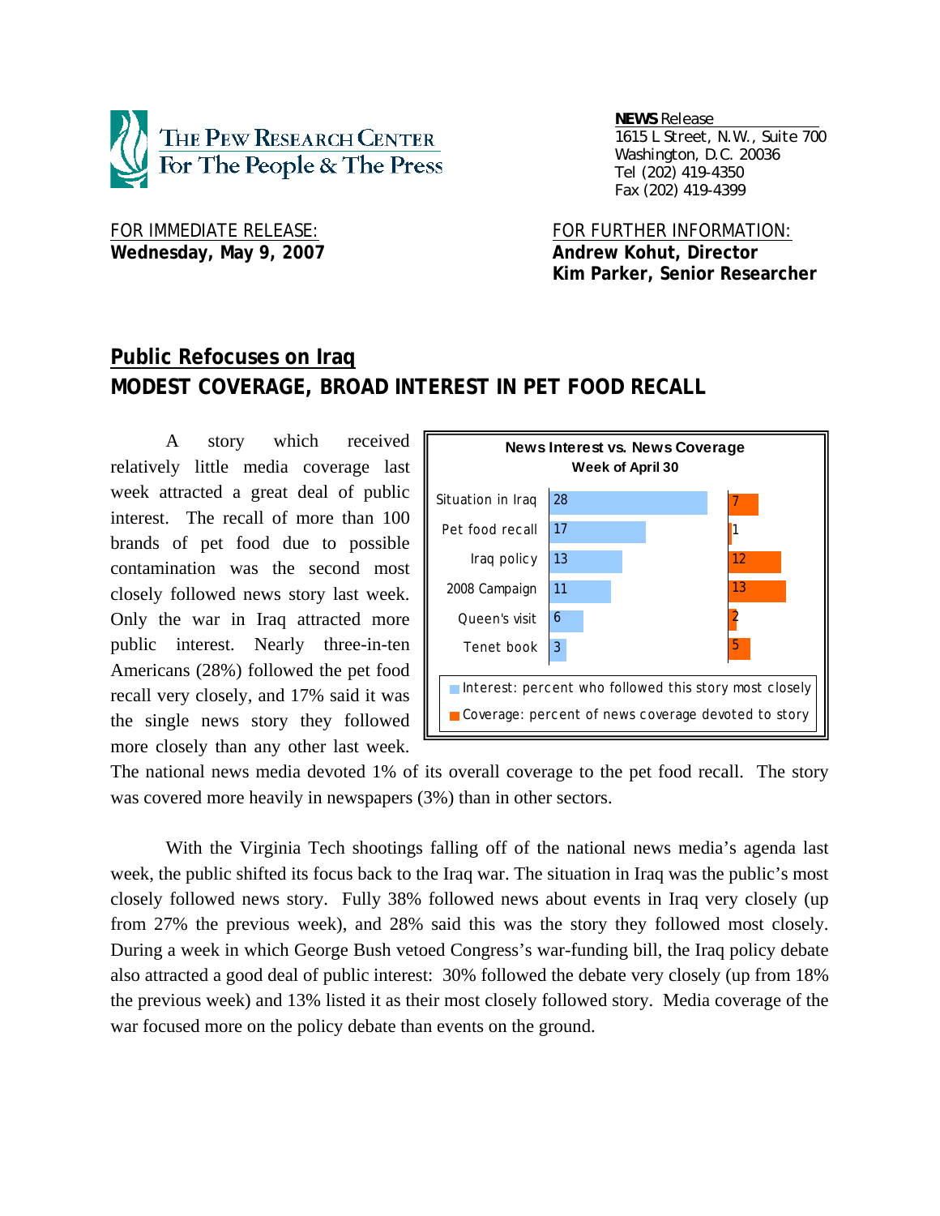THE PEW RESEARCH CENTER
For The People & The Press

**NEWS** Release
1615 L Street, N.W., Suite 700
Washington, D.C. 20036
Tel (202) 419-4350
Fax (202) 419-4399

FOR IMMEDIATE RELEASE:
**Wednesday, May 9, 2007**

FOR FURTHER INFORMATION:
**Andrew Kohut, Director**
**Kim Parker, Senior Researcher**

# Public Refocuses on Iraq
## MODEST COVERAGE, BROAD INTEREST IN PET FOOD RECALL

A story which received relatively little media coverage last week attracted a great deal of public interest. The recall of more than 100 brands of pet food due to possible contamination was the second most closely followed news story last week. Only the war in Iraq attracted more public interest. Nearly three-in-ten Americans (28%) followed the pet food recall very closely, and 17% said it was the single news story they followed more closely than any other last week. The national news media devoted 1% of its overall coverage to the pet food recall. The story was covered more heavily in newspapers (3%) than in other sectors.

**News Interest vs. News Coverage**
**Week of April 30**

| | Interest: percent who followed this story most closely | Coverage: percent of news coverage devoted to story |
|---|---|---|
| Situation in Iraq | 28 | 7 |
| Pet food recall | 17 | 1 |
| Iraq policy | 13 | 12 |
| 2008 Campaign | 11 | 13 |
| Queen's visit | 6 | 2 |
| Tenet book | 3 | 5 |

With the Virginia Tech shootings falling off of the national news media's agenda last week, the public shifted its focus back to the Iraq war. The situation in Iraq was the public's most closely followed news story. Fully 38% followed news about events in Iraq very closely (up from 27% the previous week), and 28% said this was the story they followed most closely. During a week in which George Bush vetoed Congress's war-funding bill, the Iraq policy debate also attracted a good deal of public interest: 30% followed the debate very closely (up from 18% the previous week) and 13% listed it as their most closely followed story. Media coverage of the war focused more on the policy debate than events on the ground.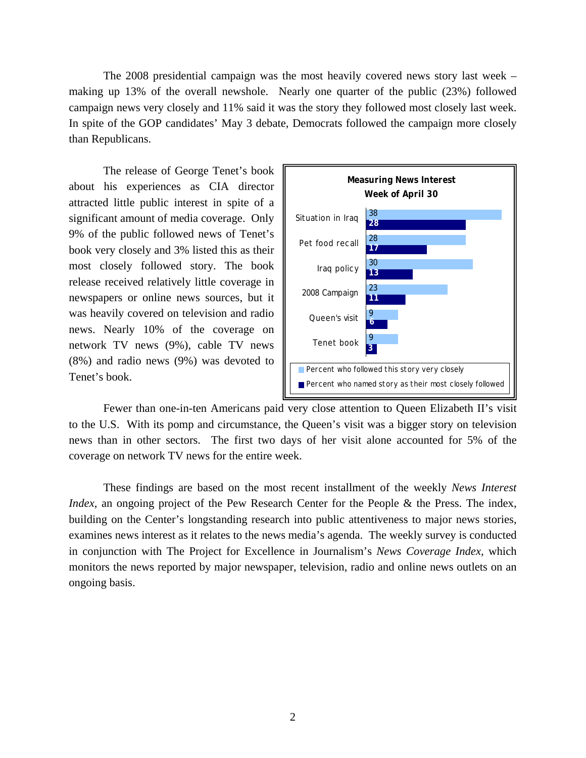The 2008 presidential campaign was the most heavily covered news story last week – making up 13% of the overall newshole. Nearly one quarter of the public (23%) followed campaign news very closely and 11% said it was the story they followed most closely last week. In spite of the GOP candidates' May 3 debate, Democrats followed the campaign more closely than Republicans.

The release of George Tenet's book about his experiences as CIA director attracted little public interest in spite of a significant amount of media coverage. Only 9% of the public followed news of Tenet's book very closely and 3% listed this as their most closely followed story. The book release received relatively little coverage in newspapers or online news sources, but it was heavily covered on television and radio news. Nearly 10% of the coverage on network TV news (9%), cable TV news (8%) and radio news (9%) was devoted to Tenet's book.

**Measuring News Interest**
**Week of April 30**

| | Percent who followed this story very closely | Percent who named story as their most closely followed |
|---|---|---|
| Situation in Iraq | 38 | 28 |
| Pet food recall | 28 | 17 |
| Iraq policy | 30 | 13 |
| 2008 Campaign | 23 | 11 |
| Queen's visit | 9 | 6 |
| Tenet book | 9 | 3 |

Fewer than one-in-ten Americans paid very close attention to Queen Elizabeth II's visit to the U.S. With its pomp and circumstance, the Queen's visit was a bigger story on television news than in other sectors. The first two days of her visit alone accounted for 5% of the coverage on network TV news for the entire week.

These findings are based on the most recent installment of the weekly *News Interest Index*, an ongoing project of the Pew Research Center for the People & the Press. The index, building on the Center's longstanding research into public attentiveness to major news stories, examines news interest as it relates to the news media's agenda. The weekly survey is conducted in conjunction with The Project for Excellence in Journalism's *News Coverage Index,* which monitors the news reported by major newspaper, television, radio and online news outlets on an ongoing basis.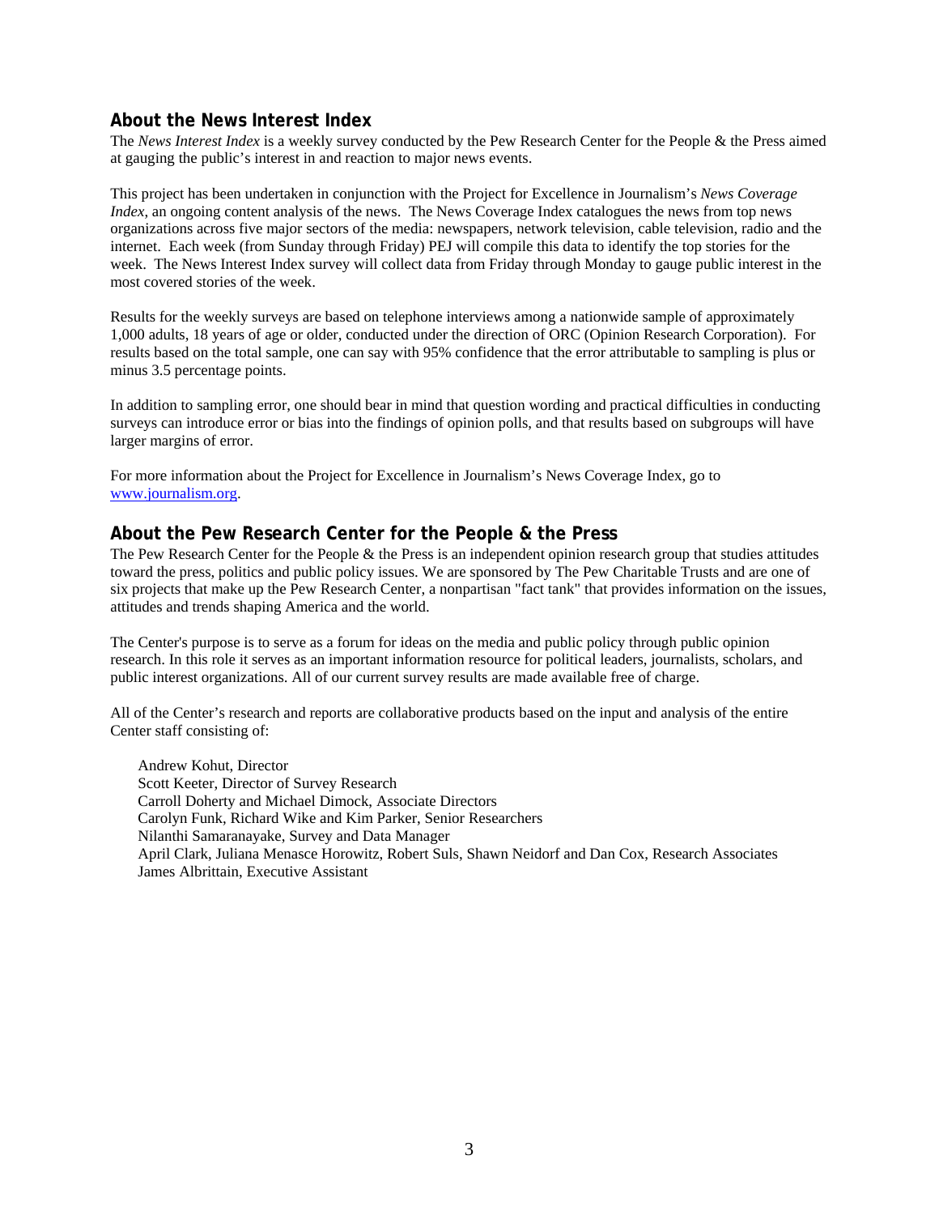## About the News Interest Index

The *News Interest Index* is a weekly survey conducted by the Pew Research Center for the People & the Press aimed at gauging the public's interest in and reaction to major news events.

This project has been undertaken in conjunction with the Project for Excellence in Journalism's *News Coverage Index*, an ongoing content analysis of the news. The News Coverage Index catalogues the news from top news organizations across five major sectors of the media: newspapers, network television, cable television, radio and the internet. Each week (from Sunday through Friday) PEJ will compile this data to identify the top stories for the week. The News Interest Index survey will collect data from Friday through Monday to gauge public interest in the most covered stories of the week.

Results for the weekly surveys are based on telephone interviews among a nationwide sample of approximately 1,000 adults, 18 years of age or older, conducted under the direction of ORC (Opinion Research Corporation). For results based on the total sample, one can say with 95% confidence that the error attributable to sampling is plus or minus 3.5 percentage points.

In addition to sampling error, one should bear in mind that question wording and practical difficulties in conducting surveys can introduce error or bias into the findings of opinion polls, and that results based on subgroups will have larger margins of error.

For more information about the Project for Excellence in Journalism's News Coverage Index, go to [www.journalism.org](http://www.journalism.org).

## About the Pew Research Center for the People & the Press

The Pew Research Center for the People & the Press is an independent opinion research group that studies attitudes toward the press, politics and public policy issues. We are sponsored by The Pew Charitable Trusts and are one of six projects that make up the Pew Research Center, a nonpartisan "fact tank" that provides information on the issues, attitudes and trends shaping America and the world.

The Center's purpose is to serve as a forum for ideas on the media and public policy through public opinion research. In this role it serves as an important information resource for political leaders, journalists, scholars, and public interest organizations. All of our current survey results are made available free of charge.

All of the Center's research and reports are collaborative products based on the input and analysis of the entire Center staff consisting of:

Andrew Kohut, Director
Scott Keeter, Director of Survey Research
Carroll Doherty and Michael Dimock, Associate Directors
Carolyn Funk, Richard Wike and Kim Parker, Senior Researchers
Nilanthi Samaranayake, Survey and Data Manager
April Clark, Juliana Menasce Horowitz, Robert Suls, Shawn Neidorf and Dan Cox, Research Associates
James Albrittain, Executive Assistant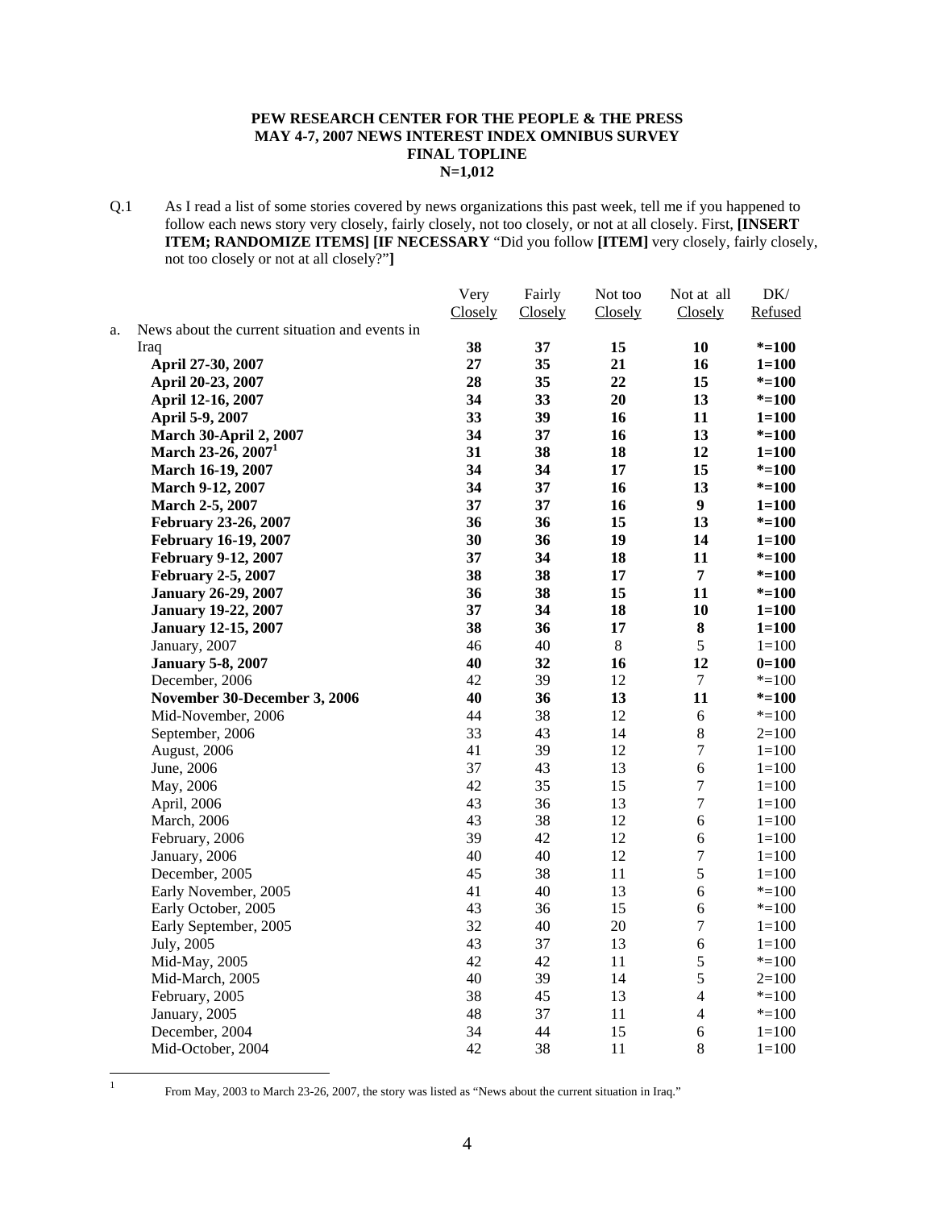**PEW RESEARCH CENTER FOR THE PEOPLE & THE PRESS**
**MAY 4-7, 2007 NEWS INTEREST INDEX OMNIBUS SURVEY**
**FINAL TOPLINE**
**N=1,012**

Q.1 As I read a list of some stories covered by news organizations this past week, tell me if you happened to follow each news story very closely, fairly closely, not too closely, or not at all closely. First, **[INSERT ITEM; RANDOMIZE ITEMS] [IF NECESSARY** "Did you follow **[ITEM]** very closely, fairly closely, not too closely or not at all closely?"**]**

| | Very Closely | Fairly Closely | Not too Closely | Not at all Closely | DK/ Refused |
|---|---|---|---|---|---|
| a. News about the current situation and events in Iraq | **38** | **37** | **15** | **10** | ***=100** |
| **April 27-30, 2007** | **27** | **35** | **21** | **16** | **1=100** |
| **April 20-23, 2007** | **28** | **35** | **22** | **15** | ***=100** |
| **April 12-16, 2007** | **34** | **33** | **20** | **13** | ***=100** |
| **April 5-9, 2007** | **33** | **39** | **16** | **11** | **1=100** |
| **March 30-April 2, 2007** | **34** | **37** | **16** | **13** | ***=100** |
| **March 23-26, 2007**[1] | **31** | **38** | **18** | **12** | **1=100** |
| **March 16-19, 2007** | **34** | **34** | **17** | **15** | ***=100** |
| **March 9-12, 2007** | **34** | **37** | **16** | **13** | ***=100** |
| **March 2-5, 2007** | **37** | **37** | **16** | **9** | **1=100** |
| **February 23-26, 2007** | **36** | **36** | **15** | **13** | ***=100** |
| **February 16-19, 2007** | **30** | **36** | **19** | **14** | **1=100** |
| **February 9-12, 2007** | **37** | **34** | **18** | **11** | ***=100** |
| **February 2-5, 2007** | **38** | **38** | **17** | **7** | ***=100** |
| **January 26-29, 2007** | **36** | **38** | **15** | **11** | ***=100** |
| **January 19-22, 2007** | **37** | **34** | **18** | **10** | **1=100** |
| **January 12-15, 2007** | **38** | **36** | **17** | **8** | **1=100** |
| January, 2007 | 46 | 40 | 8 | 5 | 1=100 |
| **January 5-8, 2007** | **40** | **32** | **16** | **12** | **0=100** |
| December, 2006 | 42 | 39 | 12 | 7 | *=100 |
| **November 30-December 3, 2006** | **40** | **36** | **13** | **11** | ***=100** |
| Mid-November, 2006 | 44 | 38 | 12 | 6 | *=100 |
| September, 2006 | 33 | 43 | 14 | 8 | 2=100 |
| August, 2006 | 41 | 39 | 12 | 7 | 1=100 |
| June, 2006 | 37 | 43 | 13 | 6 | 1=100 |
| May, 2006 | 42 | 35 | 15 | 7 | 1=100 |
| April, 2006 | 43 | 36 | 13 | 7 | 1=100 |
| March, 2006 | 43 | 38 | 12 | 6 | 1=100 |
| February, 2006 | 39 | 42 | 12 | 6 | 1=100 |
| January, 2006 | 40 | 40 | 12 | 7 | 1=100 |
| December, 2005 | 45 | 38 | 11 | 5 | 1=100 |
| Early November, 2005 | 41 | 40 | 13 | 6 | *=100 |
| Early October, 2005 | 43 | 36 | 15 | 6 | *=100 |
| Early September, 2005 | 32 | 40 | 20 | 7 | 1=100 |
| July, 2005 | 43 | 37 | 13 | 6 | 1=100 |
| Mid-May, 2005 | 42 | 42 | 11 | 5 | *=100 |
| Mid-March, 2005 | 40 | 39 | 14 | 5 | 2=100 |
| February, 2005 | 38 | 45 | 13 | 4 | *=100 |
| January, 2005 | 48 | 37 | 11 | 4 | *=100 |
| December, 2004 | 34 | 44 | 15 | 6 | 1=100 |
| Mid-October, 2004 | 42 | 38 | 11 | 8 | 1=100 |

[1] From May, 2003 to March 23-26, 2007, the story was listed as "News about the current situation in Iraq."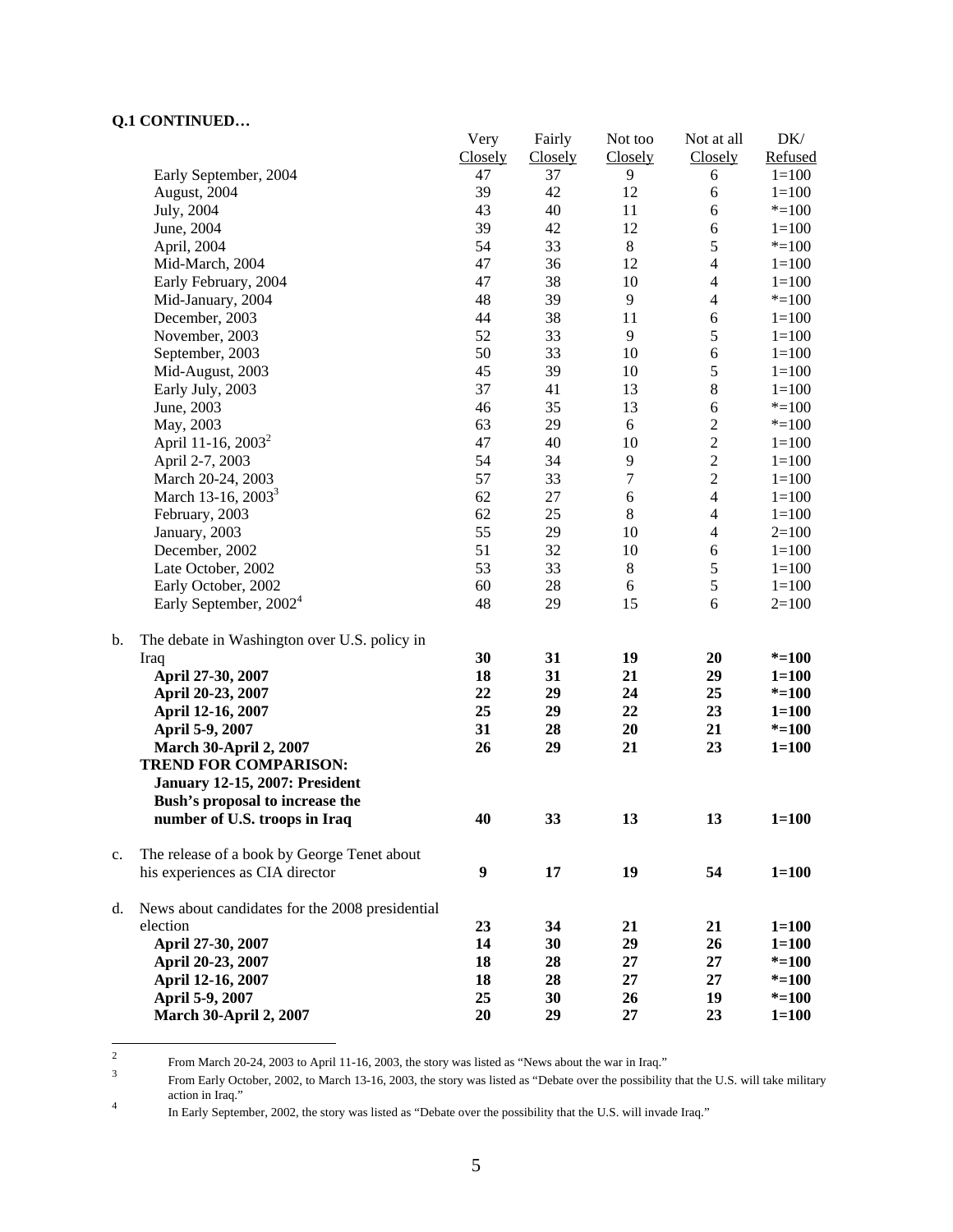**Q.1 CONTINUED…**

| | Very Closely | Fairly Closely | Not too Closely | Not at all Closely | DK/ Refused |
|---|---|---|---|---|---|
| Early September, 2004 | 47 | 37 | 9 | 6 | 1=100 |
| August, 2004 | 39 | 42 | 12 | 6 | 1=100 |
| July, 2004 | 43 | 40 | 11 | 6 | *=100 |
| June, 2004 | 39 | 42 | 12 | 6 | 1=100 |
| April, 2004 | 54 | 33 | 8 | 5 | *=100 |
| Mid-March, 2004 | 47 | 36 | 12 | 4 | 1=100 |
| Early February, 2004 | 47 | 38 | 10 | 4 | 1=100 |
| Mid-January, 2004 | 48 | 39 | 9 | 4 | *=100 |
| December, 2003 | 44 | 38 | 11 | 6 | 1=100 |
| November, 2003 | 52 | 33 | 9 | 5 | 1=100 |
| September, 2003 | 50 | 33 | 10 | 6 | 1=100 |
| Mid-August, 2003 | 45 | 39 | 10 | 5 | 1=100 |
| Early July, 2003 | 37 | 41 | 13 | 8 | 1=100 |
| June, 2003 | 46 | 35 | 13 | 6 | *=100 |
| May, 2003 | 63 | 29 | 6 | 2 | *=100 |
| April 11-16, 2003[2] | 47 | 40 | 10 | 2 | 1=100 |
| April 2-7, 2003 | 54 | 34 | 9 | 2 | 1=100 |
| March 20-24, 2003 | 57 | 33 | 7 | 2 | 1=100 |
| March 13-16, 2003[3] | 62 | 27 | 6 | 4 | 1=100 |
| February, 2003 | 62 | 25 | 8 | 4 | 1=100 |
| January, 2003 | 55 | 29 | 10 | 4 | 2=100 |
| December, 2002 | 51 | 32 | 10 | 6 | 1=100 |
| Late October, 2002 | 53 | 33 | 8 | 5 | 1=100 |
| Early October, 2002 | 60 | 28 | 6 | 5 | 1=100 |
| Early September, 2002[4] | 48 | 29 | 15 | 6 | 2=100 |
| b. The debate in Washington over U.S. policy in Iraq | **30** | **31** | **19** | **20** | ***=100** |
| **April 27-30, 2007** | **18** | **31** | **21** | **29** | **1=100** |
| **April 20-23, 2007** | **22** | **29** | **24** | **25** | ***=100** |
| **April 12-16, 2007** | **25** | **29** | **22** | **23** | **1=100** |
| **April 5-9, 2007** | **31** | **28** | **20** | **21** | ***=100** |
| **March 30-April 2, 2007** | **26** | **29** | **21** | **23** | **1=100** |
| **TREND FOR COMPARISON: January 12-15, 2007: President Bush's proposal to increase the number of U.S. troops in Iraq** | **40** | **33** | **13** | **13** | **1=100** |
| c. The release of a book by George Tenet about his experiences as CIA director | **9** | **17** | **19** | **54** | **1=100** |
| d. News about candidates for the 2008 presidential election | **23** | **34** | **21** | **21** | **1=100** |
| **April 27-30, 2007** | **14** | **30** | **29** | **26** | **1=100** |
| **April 20-23, 2007** | **18** | **28** | **27** | **27** | ***=100** |
| **April 12-16, 2007** | **18** | **28** | **27** | **27** | ***=100** |
| **April 5-9, 2007** | **25** | **30** | **26** | **19** | ***=100** |
| **March 30-April 2, 2007** | **20** | **29** | **27** | **23** | **1=100** |

[2] From March 20-24, 2003 to April 11-16, 2003, the story was listed as "News about the war in Iraq."

[3] From Early October, 2002, to March 13-16, 2003, the story was listed as "Debate over the possibility that the U.S. will take military action in Iraq."

[4] In Early September, 2002, the story was listed as "Debate over the possibility that the U.S. will invade Iraq."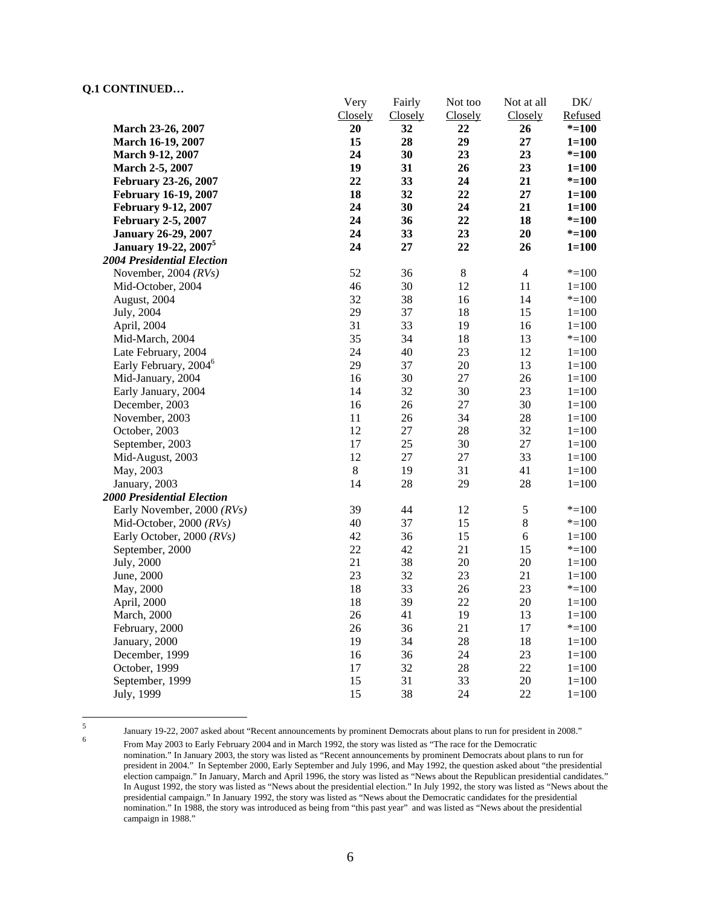**Q.1 CONTINUED…**

| | Very Closely | Fairly Closely | Not too Closely | Not at all Closely | DK/ Refused |
|---|---|---|---|---|---|
| **March 23-26, 2007** | **20** | **32** | **22** | **26** | ***=100** |
| **March 16-19, 2007** | **15** | **28** | **29** | **27** | **1=100** |
| **March 9-12, 2007** | **24** | **30** | **23** | **23** | ***=100** |
| **March 2-5, 2007** | **19** | **31** | **26** | **23** | **1=100** |
| **February 23-26, 2007** | **22** | **33** | **24** | **21** | ***=100** |
| **February 16-19, 2007** | **18** | **32** | **22** | **27** | **1=100** |
| **February 9-12, 2007** | **24** | **30** | **24** | **21** | **1=100** |
| **February 2-5, 2007** | **24** | **36** | **22** | **18** | ***=100** |
| **January 26-29, 2007** | **24** | **33** | **23** | **20** | ***=100** |
| **January 19-22, 2007[5]** | **24** | **27** | **22** | **26** | **1=100** |
| ***2004 Presidential Election*** | | | | | |
| November, 2004 *(RVs)* | 52 | 36 | 8 | 4 | *=100 |
| Mid-October, 2004 | 46 | 30 | 12 | 11 | 1=100 |
| August, 2004 | 32 | 38 | 16 | 14 | *=100 |
| July, 2004 | 29 | 37 | 18 | 15 | 1=100 |
| April, 2004 | 31 | 33 | 19 | 16 | 1=100 |
| Mid-March, 2004 | 35 | 34 | 18 | 13 | *=100 |
| Late February, 2004 | 24 | 40 | 23 | 12 | 1=100 |
| Early February, 2004[6] | 29 | 37 | 20 | 13 | 1=100 |
| Mid-January, 2004 | 16 | 30 | 27 | 26 | 1=100 |
| Early January, 2004 | 14 | 32 | 30 | 23 | 1=100 |
| December, 2003 | 16 | 26 | 27 | 30 | 1=100 |
| November, 2003 | 11 | 26 | 34 | 28 | 1=100 |
| October, 2003 | 12 | 27 | 28 | 32 | 1=100 |
| September, 2003 | 17 | 25 | 30 | 27 | 1=100 |
| Mid-August, 2003 | 12 | 27 | 27 | 33 | 1=100 |
| May, 2003 | 8 | 19 | 31 | 41 | 1=100 |
| January, 2003 | 14 | 28 | 29 | 28 | 1=100 |
| ***2000 Presidential Election*** | | | | | |
| Early November, 2000 *(RVs)* | 39 | 44 | 12 | 5 | *=100 |
| Mid-October, 2000 *(RVs)* | 40 | 37 | 15 | 8 | *=100 |
| Early October, 2000 *(RVs)* | 42 | 36 | 15 | 6 | 1=100 |
| September, 2000 | 22 | 42 | 21 | 15 | *=100 |
| July, 2000 | 21 | 38 | 20 | 20 | 1=100 |
| June, 2000 | 23 | 32 | 23 | 21 | 1=100 |
| May, 2000 | 18 | 33 | 26 | 23 | *=100 |
| April, 2000 | 18 | 39 | 22 | 20 | 1=100 |
| March, 2000 | 26 | 41 | 19 | 13 | 1=100 |
| February, 2000 | 26 | 36 | 21 | 17 | *=100 |
| January, 2000 | 19 | 34 | 28 | 18 | 1=100 |
| December, 1999 | 16 | 36 | 24 | 23 | 1=100 |
| October, 1999 | 17 | 32 | 28 | 22 | 1=100 |
| September, 1999 | 15 | 31 | 33 | 20 | 1=100 |
| July, 1999 | 15 | 38 | 24 | 22 | 1=100 |

[5] January 19-22, 2007 asked about "Recent announcements by prominent Democrats about plans to run for president in 2008."

[6] From May 2003 to Early February 2004 and in March 1992, the story was listed as "The race for the Democratic nomination." In January 2003, the story was listed as "Recent announcements by prominent Democrats about plans to run for president in 2004." In September 2000, Early September and July 1996, and May 1992, the question asked about "the presidential election campaign." In January, March and April 1996, the story was listed as "News about the Republican presidential candidates." In August 1992, the story was listed as "News about the presidential election." In July 1992, the story was listed as "News about the presidential campaign." In January 1992, the story was listed as "News about the Democratic candidates for the presidential nomination." In 1988, the story was introduced as being from "this past year" and was listed as "News about the presidential campaign in 1988."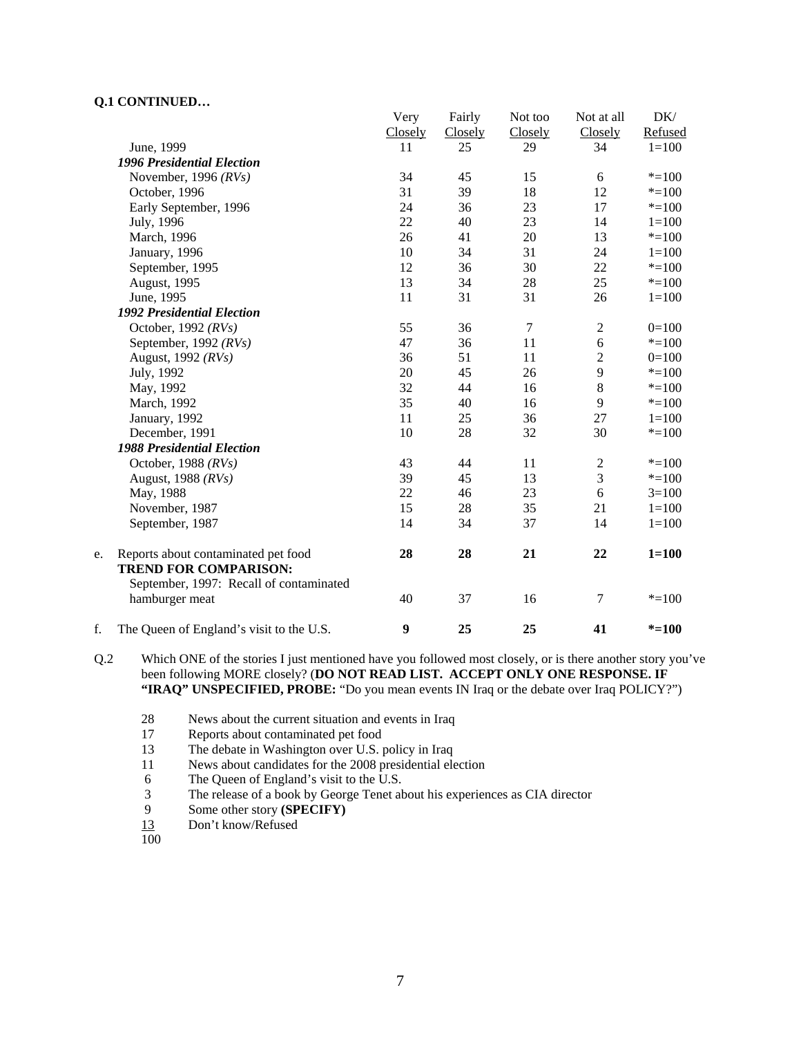**Q.1 CONTINUED…**

| | Very Closely | Fairly Closely | Not too Closely | Not at all Closely | DK/ Refused |
|---|---|---|---|---|---|
| June, 1999 | 11 | 25 | 29 | 34 | 1=100 |
| ***1996 Presidential Election*** | | | | | |
| November, 1996 *(RVs)* | 34 | 45 | 15 | 6 | *=100 |
| October, 1996 | 31 | 39 | 18 | 12 | *=100 |
| Early September, 1996 | 24 | 36 | 23 | 17 | *=100 |
| July, 1996 | 22 | 40 | 23 | 14 | 1=100 |
| March, 1996 | 26 | 41 | 20 | 13 | *=100 |
| January, 1996 | 10 | 34 | 31 | 24 | 1=100 |
| September, 1995 | 12 | 36 | 30 | 22 | *=100 |
| August, 1995 | 13 | 34 | 28 | 25 | *=100 |
| June, 1995 | 11 | 31 | 31 | 26 | 1=100 |
| ***1992 Presidential Election*** | | | | | |
| October, 1992 *(RVs)* | 55 | 36 | 7 | 2 | 0=100 |
| September, 1992 *(RVs)* | 47 | 36 | 11 | 6 | *=100 |
| August, 1992 *(RVs)* | 36 | 51 | 11 | 2 | 0=100 |
| July, 1992 | 20 | 45 | 26 | 9 | *=100 |
| May, 1992 | 32 | 44 | 16 | 8 | *=100 |
| March, 1992 | 35 | 40 | 16 | 9 | *=100 |
| January, 1992 | 11 | 25 | 36 | 27 | 1=100 |
| December, 1991 | 10 | 28 | 32 | 30 | *=100 |
| ***1988 Presidential Election*** | | | | | |
| October, 1988 *(RVs)* | 43 | 44 | 11 | 2 | *=100 |
| August, 1988 *(RVs)* | 39 | 45 | 13 | 3 | *=100 |
| May, 1988 | 22 | 46 | 23 | 6 | 3=100 |
| November, 1987 | 15 | 28 | 35 | 21 | 1=100 |
| September, 1987 | 14 | 34 | 37 | 14 | 1=100 |
| e. Reports about contaminated pet food | **28** | **28** | **21** | **22** | **1=100** |
| **TREND FOR COMPARISON:** | | | | | |
| September, 1997: Recall of contaminated hamburger meat | 40 | 37 | 16 | 7 | *=100 |
| f. The Queen of England's visit to the U.S. | **9** | **25** | **25** | **41** | ***=100** |

Q.2 Which ONE of the stories I just mentioned have you followed most closely, or is there another story you've been following MORE closely? (**DO NOT READ LIST. ACCEPT ONLY ONE RESPONSE. IF "IRAQ" UNSPECIFIED, PROBE:** "Do you mean events IN Iraq or the debate over Iraq POLICY?")

| | |
|---|---|
| 28 | News about the current situation and events in Iraq |
| 17 | Reports about contaminated pet food |
| 13 | The debate in Washington over U.S. policy in Iraq |
| 11 | News about candidates for the 2008 presidential election |
| 6 | The Queen of England's visit to the U.S. |
| 3 | The release of a book by George Tenet about his experiences as CIA director |
| 9 | Some other story **(SPECIFY)** |
| 13 | Don't know/Refused |
| 100 | |